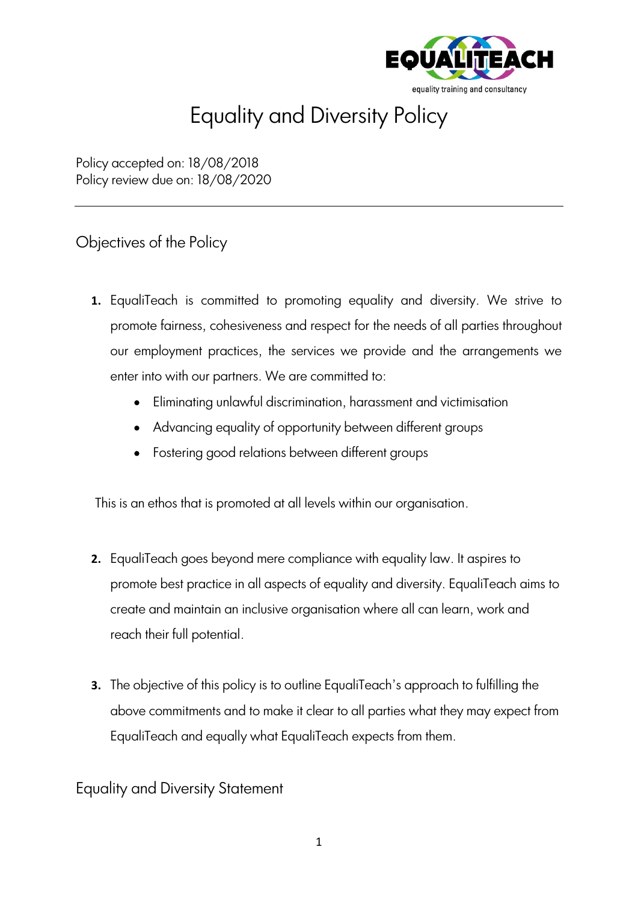# Equality and Diversity Policy

Policy accepted on: 18/08/2018
Policy review due on: 18/08/2020

---

## Objectives of the Policy

1. EqualiTeach is committed to promoting equality and diversity. We strive to promote fairness, cohesiveness and respect for the needs of all parties throughout our employment practices, the services we provide and the arrangements we enter into with our partners. We are committed to:
   - Eliminating unlawful discrimination, harassment and victimisation
   - Advancing equality of opportunity between different groups
   - Fostering good relations between different groups

   This is an ethos that is promoted at all levels within our organisation.

2. EqualiTeach goes beyond mere compliance with equality law. It aspires to promote best practice in all aspects of equality and diversity. EqualiTeach aims to create and maintain an inclusive organisation where all can learn, work and reach their full potential.

3. The objective of this policy is to outline EqualiTeach's approach to fulfilling the above commitments and to make it clear to all parties what they may expect from EqualiTeach and equally what EqualiTeach expects from them.

## Equality and Diversity Statement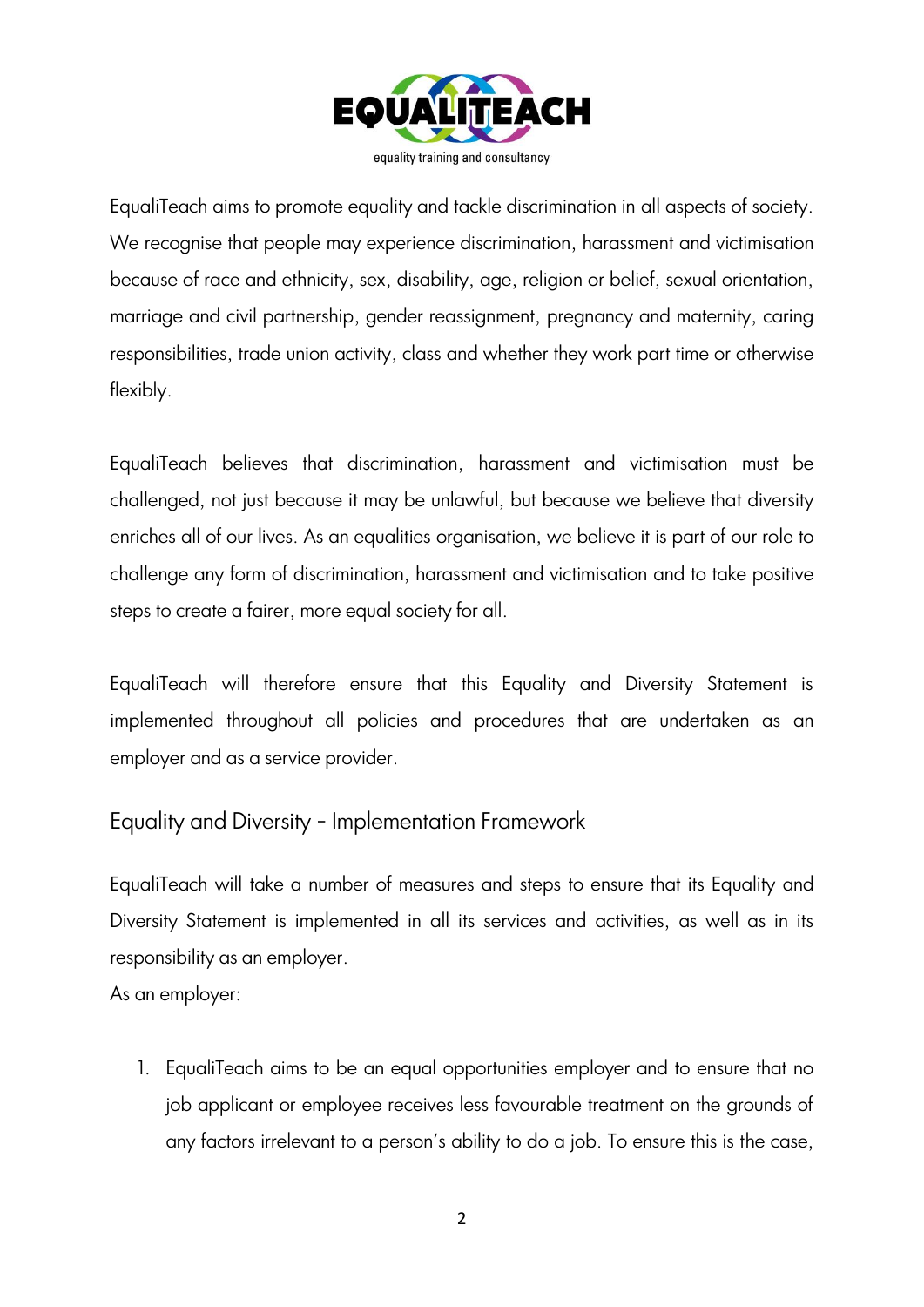EqualiTeach aims to promote equality and tackle discrimination in all aspects of society. We recognise that people may experience discrimination, harassment and victimisation because of race and ethnicity, sex, disability, age, religion or belief, sexual orientation, marriage and civil partnership, gender reassignment, pregnancy and maternity, caring responsibilities, trade union activity, class and whether they work part time or otherwise flexibly.

EqualiTeach believes that discrimination, harassment and victimisation must be challenged, not just because it may be unlawful, but because we believe that diversity enriches all of our lives. As an equalities organisation, we believe it is part of our role to challenge any form of discrimination, harassment and victimisation and to take positive steps to create a fairer, more equal society for all.

EqualiTeach will therefore ensure that this Equality and Diversity Statement is implemented throughout all policies and procedures that are undertaken as an employer and as a service provider.

## Equality and Diversity – Implementation Framework

EqualiTeach will take a number of measures and steps to ensure that its Equality and Diversity Statement is implemented in all its services and activities, as well as in its responsibility as an employer.

As an employer:

1. EqualiTeach aims to be an equal opportunities employer and to ensure that no job applicant or employee receives less favourable treatment on the grounds of any factors irrelevant to a person's ability to do a job. To ensure this is the case,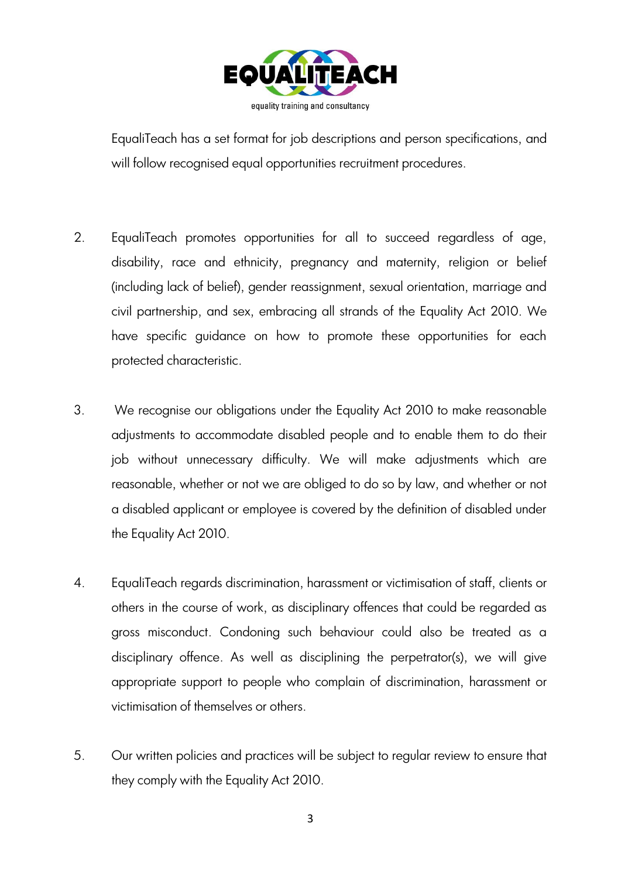EqualiTeach has a set format for job descriptions and person specifications, and will follow recognised equal opportunities recruitment procedures.

2. EqualiTeach promotes opportunities for all to succeed regardless of age, disability, race and ethnicity, pregnancy and maternity, religion or belief (including lack of belief), gender reassignment, sexual orientation, marriage and civil partnership, and sex, embracing all strands of the Equality Act 2010. We have specific guidance on how to promote these opportunities for each protected characteristic.

3. We recognise our obligations under the Equality Act 2010 to make reasonable adjustments to accommodate disabled people and to enable them to do their job without unnecessary difficulty. We will make adjustments which are reasonable, whether or not we are obliged to do so by law, and whether or not a disabled applicant or employee is covered by the definition of disabled under the Equality Act 2010.

4. EqualiTeach regards discrimination, harassment or victimisation of staff, clients or others in the course of work, as disciplinary offences that could be regarded as gross misconduct. Condoning such behaviour could also be treated as a disciplinary offence. As well as disciplining the perpetrator(s), we will give appropriate support to people who complain of discrimination, harassment or victimisation of themselves or others.

5. Our written policies and practices will be subject to regular review to ensure that they comply with the Equality Act 2010.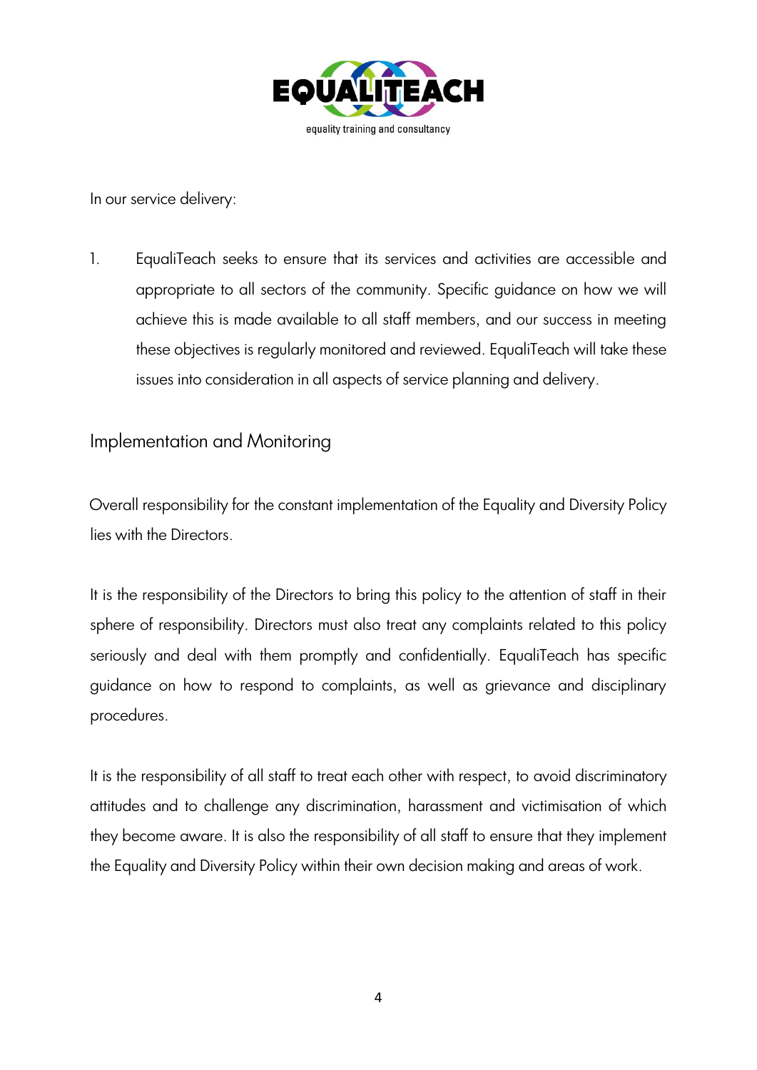In our service delivery:

1. EqualiTeach seeks to ensure that its services and activities are accessible and appropriate to all sectors of the community. Specific guidance on how we will achieve this is made available to all staff members, and our success in meeting these objectives is regularly monitored and reviewed. EqualiTeach will take these issues into consideration in all aspects of service planning and delivery.

## Implementation and Monitoring

Overall responsibility for the constant implementation of the Equality and Diversity Policy lies with the Directors.

It is the responsibility of the Directors to bring this policy to the attention of staff in their sphere of responsibility. Directors must also treat any complaints related to this policy seriously and deal with them promptly and confidentially. EqualiTeach has specific guidance on how to respond to complaints, as well as grievance and disciplinary procedures.

It is the responsibility of all staff to treat each other with respect, to avoid discriminatory attitudes and to challenge any discrimination, harassment and victimisation of which they become aware. It is also the responsibility of all staff to ensure that they implement the Equality and Diversity Policy within their own decision making and areas of work.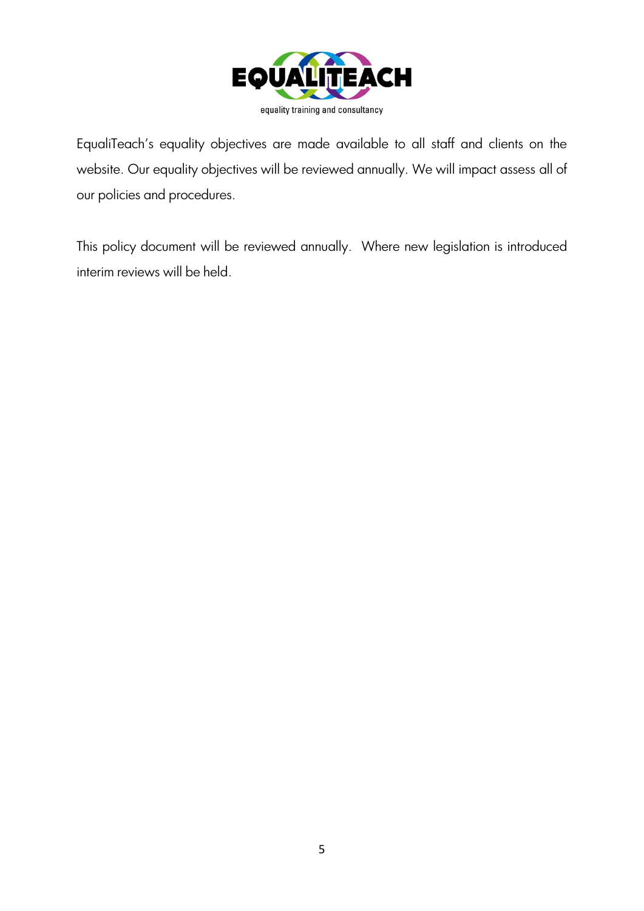EqualiTeach's equality objectives are made available to all staff and clients on the website. Our equality objectives will be reviewed annually. We will impact assess all of our policies and procedures.

This policy document will be reviewed annually. Where new legislation is introduced interim reviews will be held.